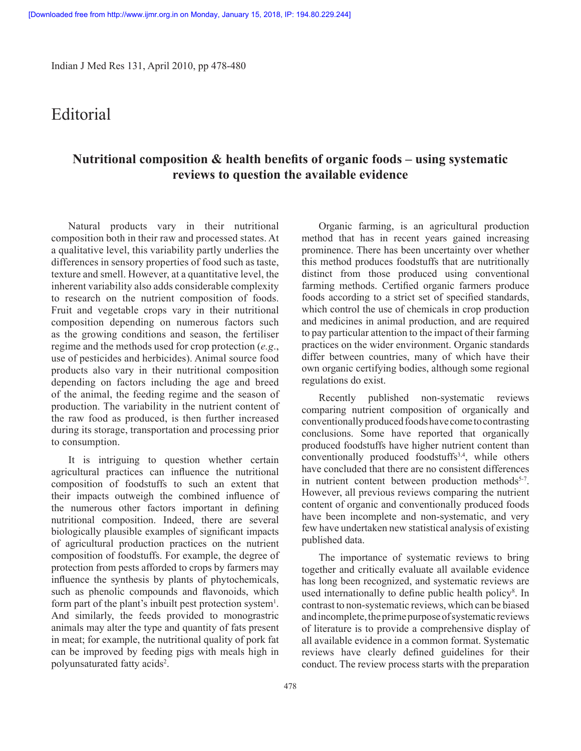# Editorial

## Nutritional composition & health benefits of organic foods – using systematic reviews to question the available evidence

Natural products vary in their nutritional composition both in their raw and processed states. At a qualitative level, this variability partly underlies the differences in sensory properties of food such as taste, texture and smell. However, at a quantitative level, the inherent variability also adds considerable complexity to research on the nutrient composition of foods. Fruit and vegetable crops vary in their nutritional composition depending on numerous factors such as the growing conditions and season, the fertiliser regime and the methods used for crop protection (*e.g.*, use of pesticides and herbicides). Animal source food products also vary in their nutritional composition depending on factors including the age and breed of the animal, the feeding regime and the season of production. The variability in the nutrient content of the raw food as produced, is then further increased during its storage, transportation and processing prior to consumption.

It is intriguing to question whether certain agricultural practices can influence the nutritional composition of foodstuffs to such an extent that their impacts outweigh the combined influence of the numerous other factors important in defining nutritional composition. Indeed, there are several biologically plausible examples of significant impacts of agricultural production practices on the nutrient composition of foodstuffs. For example, the degree of protection from pests afforded to crops by farmers may influence the synthesis by plants of phytochemicals, such as phenolic compounds and flavonoids, which form part of the plant's inbuilt pest protection system[1]. And similarly, the feeds provided to monogrrastric animals may alter the type and quantity of fats present in meat; for example, the nutritional quality of pork fat can be improved by feeding pigs with meals high in polyunsaturated fatty acids[2].

Organic farming, is an agricultural production method that has in recent years gained increasing prominence. There has been uncertainty over whether this method produces foodstuffs that are nutritionally distinct from those produced using conventional farming methods. Certified organic farmers produce foods according to a strict set of specified standards, which control the use of chemicals in crop production and medicines in animal production, and are required to pay particular attention to the impact of their farming practices on the wider environment. Organic standards differ between countries, many of which have their own organic certifying bodies, although some regional regulations do exist.

Recently published non-systematic reviews comparing nutrient composition of organically and conventionally produced foods have come to contrasting conclusions. Some have reported that organically produced foodstuffs have higher nutrient content than conventionally produced foodstuffs[3,4], while others have concluded that there are no consistent differences in nutrient content between production methods[5-7]. However, all previous reviews comparing the nutrient content of organic and conventionally produced foods have been incomplete and non-systematic, and very few have undertaken new statistical analysis of existing published data.

The importance of systematic reviews to bring together and critically evaluate all available evidence has long been recognized, and systematic reviews are used internationally to define public health policy[8]. In contrast to non-systematic reviews, which can be biased and incomplete, the prime purpose of systematic reviews of literature is to provide a comprehensive display of all available evidence in a common format. Systematic reviews have clearly defined guidelines for their conduct. The review process starts with the preparation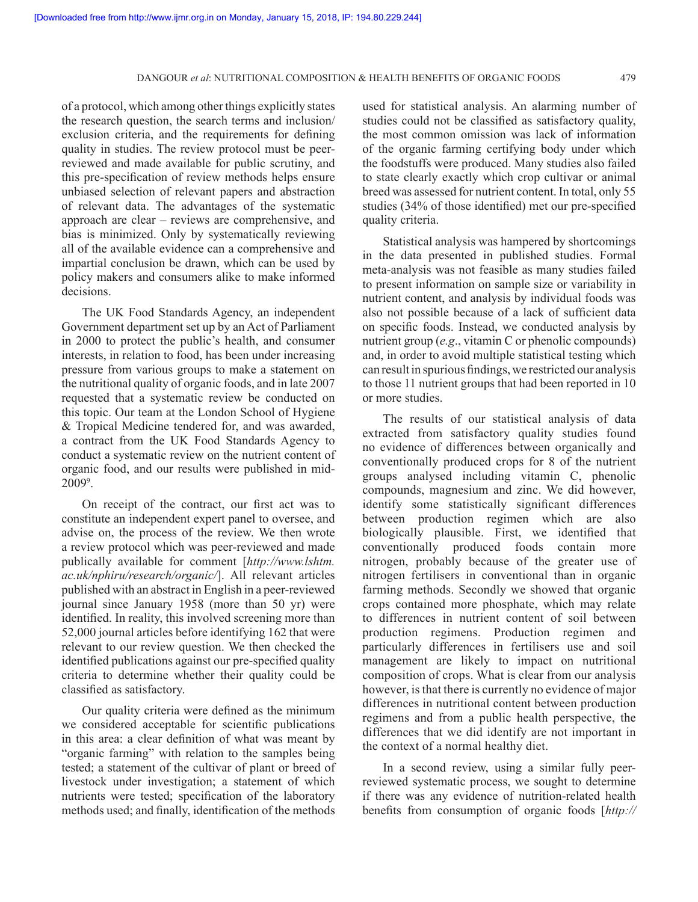of a protocol, which among other things explicitly states the research question, the search terms and inclusion/exclusion criteria, and the requirements for defining quality in studies. The review protocol must be peer-reviewed and made available for public scrutiny, and this pre-specification of review methods helps ensure unbiased selection of relevant papers and abstraction of relevant data. The advantages of the systematic approach are clear – reviews are comprehensive, and bias is minimized. Only by systematically reviewing all of the available evidence can a comprehensive and impartial conclusion be drawn, which can be used by policy makers and consumers alike to make informed decisions.

The UK Food Standards Agency, an independent Government department set up by an Act of Parliament in 2000 to protect the public's health, and consumer interests, in relation to food, has been under increasing pressure from various groups to make a statement on the nutritional quality of organic foods, and in late 2007 requested that a systematic review be conducted on this topic. Our team at the London School of Hygiene & Tropical Medicine tendered for, and was awarded, a contract from the UK Food Standards Agency to conduct a systematic review on the nutrient content of organic food, and our results were published in mid-2009[9].

On receipt of the contract, our first act was to constitute an independent expert panel to oversee, and advise on, the process of the review. We then wrote a review protocol which was peer-reviewed and made publically available for comment [*http://www.lshtm.ac.uk/nphiru/research/organic/*]. All relevant articles published with an abstract in English in a peer-reviewed journal since January 1958 (more than 50 yr) were identified. In reality, this involved screening more than 52,000 journal articles before identifying 162 that were relevant to our review question. We then checked the identified publications against our pre-specified quality criteria to determine whether their quality could be classified as satisfactory.

Our quality criteria were defined as the minimum we considered acceptable for scientific publications in this area: a clear definition of what was meant by "organic farming" with relation to the samples being tested; a statement of the cultivar of plant or breed of livestock under investigation; a statement of which nutrients were tested; specification of the laboratory methods used; and finally, identification of the methods used for statistical analysis. An alarming number of studies could not be classified as satisfactory quality, the most common omission was lack of information of the organic farming certifying body under which the foodstuffs were produced. Many studies also failed to state clearly exactly which crop cultivar or animal breed was assessed for nutrient content. In total, only 55 studies (34% of those identified) met our pre-specified quality criteria.

Statistical analysis was hampered by shortcomings in the data presented in published studies. Formal meta-analysis was not feasible as many studies failed to present information on sample size or variability in nutrient content, and analysis by individual foods was also not possible because of a lack of sufficient data on specific foods. Instead, we conducted analysis by nutrient group (*e.g.*, vitamin C or phenolic compounds) and, in order to avoid multiple statistical testing which can result in spurious findings, we restricted our analysis to those 11 nutrient groups that had been reported in 10 or more studies.

The results of our statistical analysis of data extracted from satisfactory quality studies found no evidence of differences between organically and conventionally produced crops for 8 of the nutrient groups analysed including vitamin C, phenolic compounds, magnesium and zinc. We did however, identify some statistically significant differences between production regimen which are also biologically plausible. First, we identified that conventionally produced foods contain more nitrogen, probably because of the greater use of nitrogen fertilisers in conventional than in organic farming methods. Secondly we showed that organic crops contained more phosphate, which may relate to differences in nutrient content of soil between production regimens. Production regimen and particularly differences in fertilisers use and soil management are likely to impact on nutritional composition of crops. What is clear from our analysis however, is that there is currently no evidence of major differences in nutritional content between production regimens and from a public health perspective, the differences that we did identify are not important in the context of a normal healthy diet.

In a second review, using a similar fully peer-reviewed systematic process, we sought to determine if there was any evidence of nutrition-related health benefits from consumption of organic foods [*http://*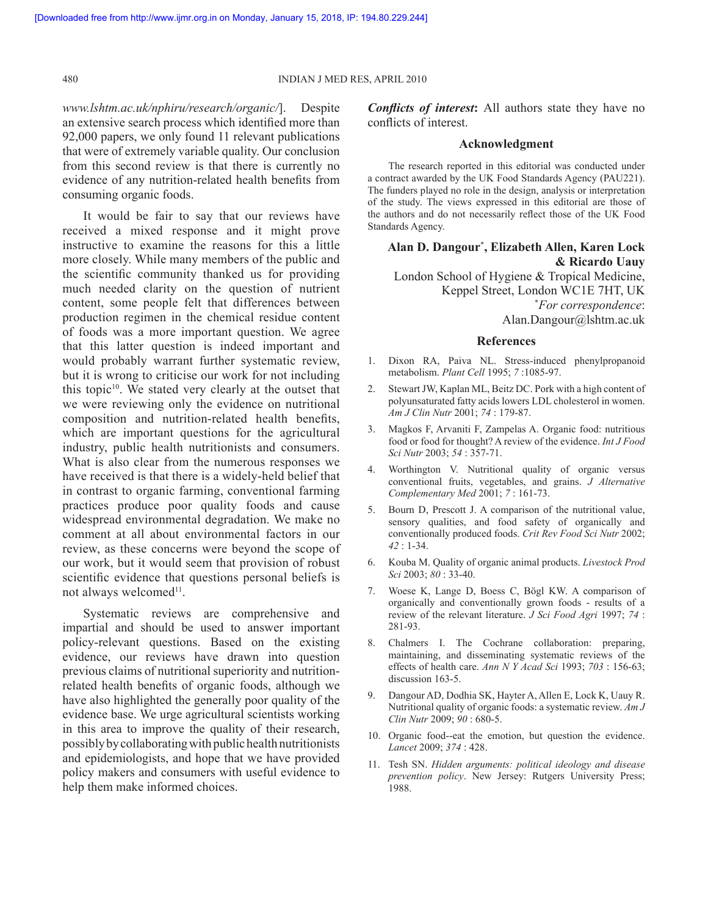www.lshtm.ac.uk/nphiru/research/organic/]. Despite an extensive search process which identified more than 92,000 papers, we only found 11 relevant publications that were of extremely variable quality. Our conclusion from this second review is that there is currently no evidence of any nutrition-related health benefits from consuming organic foods.

It would be fair to say that our reviews have received a mixed response and it might prove instructive to examine the reasons for this a little more closely. While many members of the public and the scientific community thanked us for providing much needed clarity on the question of nutrient content, some people felt that differences between production regimen in the chemical residue content of foods was a more important question. We agree that this latter question is indeed important and would probably warrant further systematic review, but it is wrong to criticise our work for not including this topic[10]. We stated very clearly at the outset that we were reviewing only the evidence on nutritional composition and nutrition-related health benefits, which are important questions for the agricultural industry, public health nutritionists and consumers. What is also clear from the numerous responses we have received is that there is a widely-held belief that in contrast to organic farming, conventional farming practices produce poor quality foods and cause widespread environmental degradation. We make no comment at all about environmental factors in our review, as these concerns were beyond the scope of our work, but it would seem that provision of robust scientific evidence that questions personal beliefs is not always welcomed[11].

Systematic reviews are comprehensive and impartial and should be used to answer important policy-relevant questions. Based on the existing evidence, our reviews have drawn into question previous claims of nutritional superiority and nutrition-related health benefits of organic foods, although we have also highlighted the generally poor quality of the evidence base. We urge agricultural scientists working in this area to improve the quality of their research, possibly by collaborating with public health nutritionists and epidemiologists, and hope that we have provided policy makers and consumers with useful evidence to help them make informed choices.

***Conflicts of interest*:** All authors state they have no conflicts of interest.

## Acknowledgment

The research reported in this editorial was conducted under a contract awarded by the UK Food Standards Agency (PAU221). The funders played no role in the design, analysis or interpretation of the study. The views expressed in this editorial are those of the authors and do not necessarily reflect those of the UK Food Standards Agency.

**Alan D. Dangour*, Elizabeth Allen, Karen Lock & Ricardo Uauy**

London School of Hygiene & Tropical Medicine,
Keppel Street, London WC1E 7HT, UK
**For correspondence*:
Alan.Dangour@lshtm.ac.uk

## References

1. Dixon RA, Paiva NL. Stress-induced phenylpropanoid metabolism. *Plant Cell* 1995; *7* :1085-97.
2. Stewart JW, Kaplan ML, Beitz DC. Pork with a high content of polyunsaturated fatty acids lowers LDL cholesterol in women. *Am J Clin Nutr* 2001; *74* : 179-87.
3. Magkos F, Arvaniti F, Zampelas A. Organic food: nutritious food or food for thought? A review of the evidence. *Int J Food Sci Nutr* 2003; *54* : 357-71.
4. Worthington V. Nutritional quality of organic versus conventional fruits, vegetables, and grains. *J Alternative Complementary Med* 2001; *7* : 161-73.
5. Bourn D, Prescott J. A comparison of the nutritional value, sensory qualities, and food safety of organically and conventionally produced foods. *Crit Rev Food Sci Nutr* 2002; *42* : 1-34.
6. Kouba M. Quality of organic animal products. *Livestock Prod Sci* 2003; *80* : 33-40.
7. Woese K, Lange D, Boess C, Bögl KW. A comparison of organically and conventionally grown foods - results of a review of the relevant literature. *J Sci Food Agri* 1997; *74* : 281-93.
8. Chalmers I. The Cochrane collaboration: preparing, maintaining, and disseminating systematic reviews of the effects of health care. *Ann N Y Acad Sci* 1993; *703* : 156-63; discussion 163-5.
9. Dangour AD, Dodhia SK, Hayter A, Allen E, Lock K, Uauy R. Nutritional quality of organic foods: a systematic review. *Am J Clin Nutr* 2009; *90* : 680-5.
10. Organic food--eat the emotion, but question the evidence. *Lancet* 2009; *374* : 428.
11. Tesh SN. *Hidden arguments: political ideology and disease prevention policy*. New Jersey: Rutgers University Press; 1988.